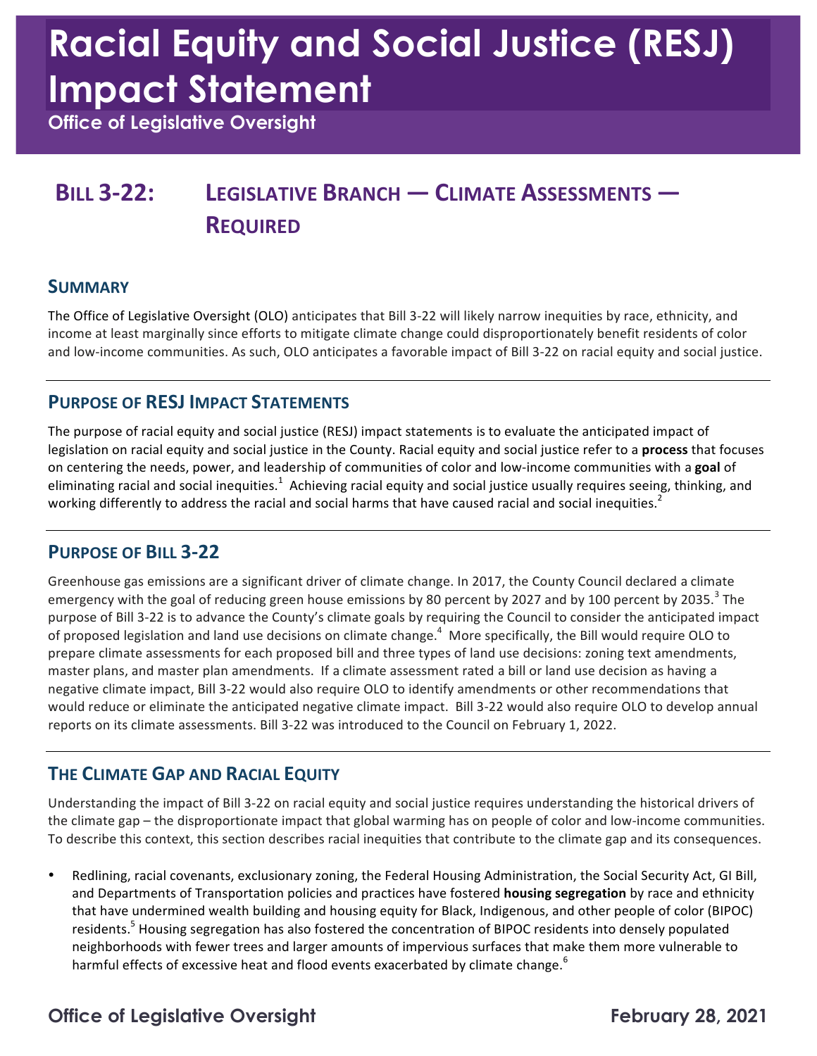# Racial Equity and Social Justice (RESJ) Impact Statement

Office of Legislative Oversight

## Bill 3-22: Legislative Branch — Climate Assessments — Required

### Summary

The Office of Legislative Oversight (OLO) anticipates that Bill 3-22 will likely narrow inequities by race, ethnicity, and income at least marginally since efforts to mitigate climate change could disproportionately benefit residents of color and low-income communities. As such, OLO anticipates a favorable impact of Bill 3-22 on racial equity and social justice.

### Purpose of RESJ Impact Statements

The purpose of racial equity and social justice (RESJ) impact statements is to evaluate the anticipated impact of legislation on racial equity and social justice in the County. Racial equity and social justice refer to a **process** that focuses on centering the needs, power, and leadership of communities of color and low-income communities with a **goal** of eliminating racial and social inequities.[1] Achieving racial equity and social justice usually requires seeing, thinking, and working differently to address the racial and social harms that have caused racial and social inequities.[2]

### Purpose of Bill 3-22

Greenhouse gas emissions are a significant driver of climate change. In 2017, the County Council declared a climate emergency with the goal of reducing green house emissions by 80 percent by 2027 and by 100 percent by 2035.[3] The purpose of Bill 3-22 is to advance the County's climate goals by requiring the Council to consider the anticipated impact of proposed legislation and land use decisions on climate change.[4] More specifically, the Bill would require OLO to prepare climate assessments for each proposed bill and three types of land use decisions: zoning text amendments, master plans, and master plan amendments. If a climate assessment rated a bill or land use decision as having a negative climate impact, Bill 3-22 would also require OLO to identify amendments or other recommendations that would reduce or eliminate the anticipated negative climate impact. Bill 3-22 would also require OLO to develop annual reports on its climate assessments. Bill 3-22 was introduced to the Council on February 1, 2022.

### The Climate Gap and Racial Equity

Understanding the impact of Bill 3-22 on racial equity and social justice requires understanding the historical drivers of the climate gap – the disproportionate impact that global warming has on people of color and low-income communities. To describe this context, this section describes racial inequities that contribute to the climate gap and its consequences.

- Redlining, racial covenants, exclusionary zoning, the Federal Housing Administration, the Social Security Act, GI Bill, and Departments of Transportation policies and practices have fostered **housing segregation** by race and ethnicity that have undermined wealth building and housing equity for Black, Indigenous, and other people of color (BIPOC) residents.[5] Housing segregation has also fostered the concentration of BIPOC residents into densely populated neighborhoods with fewer trees and larger amounts of impervious surfaces that make them more vulnerable to harmful effects of excessive heat and flood events exacerbated by climate change.[6]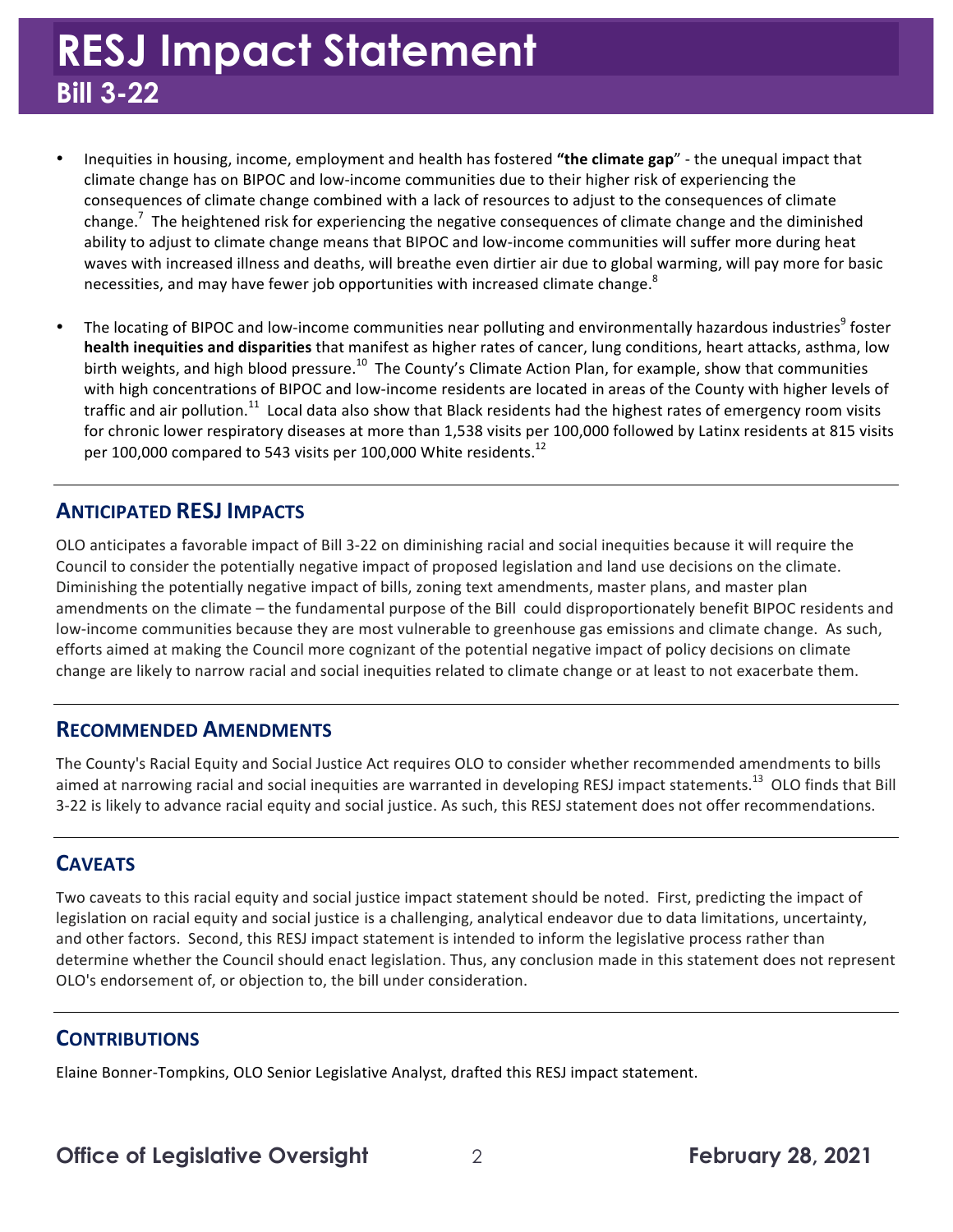- Inequities in housing, income, employment and health has fostered **"the climate gap"** - the unequal impact that climate change has on BIPOC and low-income communities due to their higher risk of experiencing the consequences of climate change combined with a lack of resources to adjust to the consequences of climate change.[7] The heightened risk for experiencing the negative consequences of climate change and the diminished ability to adjust to climate change means that BIPOC and low-income communities will suffer more during heat waves with increased illness and deaths, will breathe even dirtier air due to global warming, will pay more for basic necessities, and may have fewer job opportunities with increased climate change.[8]

- The locating of BIPOC and low-income communities near polluting and environmentally hazardous industries[9] foster **health inequities and disparities** that manifest as higher rates of cancer, lung conditions, heart attacks, asthma, low birth weights, and high blood pressure.[10] The County's Climate Action Plan, for example, show that communities with high concentrations of BIPOC and low-income residents are located in areas of the County with higher levels of traffic and air pollution.[11] Local data also show that Black residents had the highest rates of emergency room visits for chronic lower respiratory diseases at more than 1,538 visits per 100,000 followed by Latinx residents at 815 visits per 100,000 compared to 543 visits per 100,000 White residents.[12]

## ANTICIPATED RESJ IMPACTS

OLO anticipates a favorable impact of Bill 3-22 on diminishing racial and social inequities because it will require the Council to consider the potentially negative impact of proposed legislation and land use decisions on the climate. Diminishing the potentially negative impact of bills, zoning text amendments, master plans, and master plan amendments on the climate – the fundamental purpose of the Bill could disproportionately benefit BIPOC residents and low-income communities because they are most vulnerable to greenhouse gas emissions and climate change. As such, efforts aimed at making the Council more cognizant of the potential negative impact of policy decisions on climate change are likely to narrow racial and social inequities related to climate change or at least to not exacerbate them.

## RECOMMENDED AMENDMENTS

The County's Racial Equity and Social Justice Act requires OLO to consider whether recommended amendments to bills aimed at narrowing racial and social inequities are warranted in developing RESJ impact statements.[13] OLO finds that Bill 3-22 is likely to advance racial equity and social justice. As such, this RESJ statement does not offer recommendations.

## CAVEATS

Two caveats to this racial equity and social justice impact statement should be noted. First, predicting the impact of legislation on racial equity and social justice is a challenging, analytical endeavor due to data limitations, uncertainty, and other factors. Second, this RESJ impact statement is intended to inform the legislative process rather than determine whether the Council should enact legislation. Thus, any conclusion made in this statement does not represent OLO's endorsement of, or objection to, the bill under consideration.

## CONTRIBUTIONS

Elaine Bonner-Tompkins, OLO Senior Legislative Analyst, drafted this RESJ impact statement.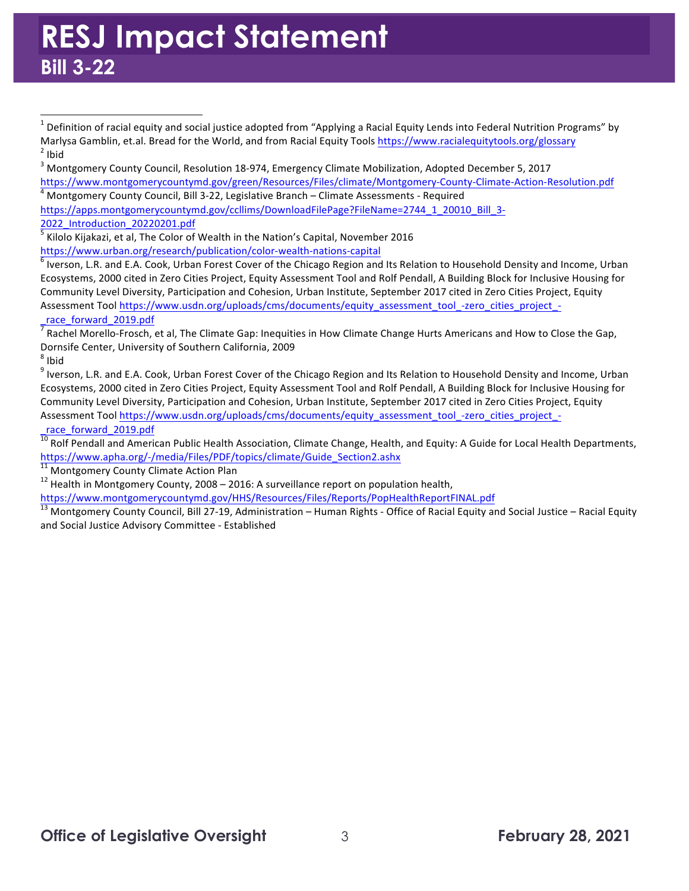# RESJ Impact Statement

## Bill 3-22

[1] Definition of racial equity and social justice adopted from "Applying a Racial Equity Lends into Federal Nutrition Programs" by Marlysa Gamblin, et.al. Bread for the World, and from Racial Equity Tools https://www.racialequitytools.org/glossary

[2] Ibid

[3] Montgomery County Council, Resolution 18-974, Emergency Climate Mobilization, Adopted December 5, 2017 https://www.montgomerycountymd.gov/green/Resources/Files/climate/Montgomery-County-Climate-Action-Resolution.pdf

[4] Montgomery County Council, Bill 3-22, Legislative Branch – Climate Assessments - Required https://apps.montgomerycountymd.gov/ccllims/DownloadFilePage?FileName=2744_1_20010_Bill_3-2022_Introduction_20220201.pdf

[5] Kilolo Kijakazi, et al, The Color of Wealth in the Nation's Capital, November 2016 https://www.urban.org/research/publication/color-wealth-nations-capital

[6] Iverson, L.R. and E.A. Cook, Urban Forest Cover of the Chicago Region and Its Relation to Household Density and Income, Urban Ecosystems, 2000 cited in Zero Cities Project, Equity Assessment Tool and Rolf Pendall, A Building Block for Inclusive Housing for Community Level Diversity, Participation and Cohesion, Urban Institute, September 2017 cited in Zero Cities Project, Equity Assessment Tool https://www.usdn.org/uploads/cms/documents/equity_assessment_tool_-zero_cities_project_-_race_forward_2019.pdf

[7] Rachel Morello-Frosch, et al, The Climate Gap: Inequities in How Climate Change Hurts Americans and How to Close the Gap, Dornsife Center, University of Southern California, 2009

[8] Ibid

[9] Iverson, L.R. and E.A. Cook, Urban Forest Cover of the Chicago Region and Its Relation to Household Density and Income, Urban Ecosystems, 2000 cited in Zero Cities Project, Equity Assessment Tool and Rolf Pendall, A Building Block for Inclusive Housing for Community Level Diversity, Participation and Cohesion, Urban Institute, September 2017 cited in Zero Cities Project, Equity Assessment Tool https://www.usdn.org/uploads/cms/documents/equity_assessment_tool_-zero_cities_project_-_race_forward_2019.pdf

[10] Rolf Pendall and American Public Health Association, Climate Change, Health, and Equity: A Guide for Local Health Departments, https://www.apha.org/-/media/Files/PDF/topics/climate/Guide_Section2.ashx

[11] Montgomery County Climate Action Plan

[12] Health in Montgomery County, 2008 – 2016: A surveillance report on population health, https://www.montgomerycountymd.gov/HHS/Resources/Files/Reports/PopHealthReportFINAL.pdf

[13] Montgomery County Council, Bill 27-19, Administration – Human Rights - Office of Racial Equity and Social Justice – Racial Equity and Social Justice Advisory Committee - Established